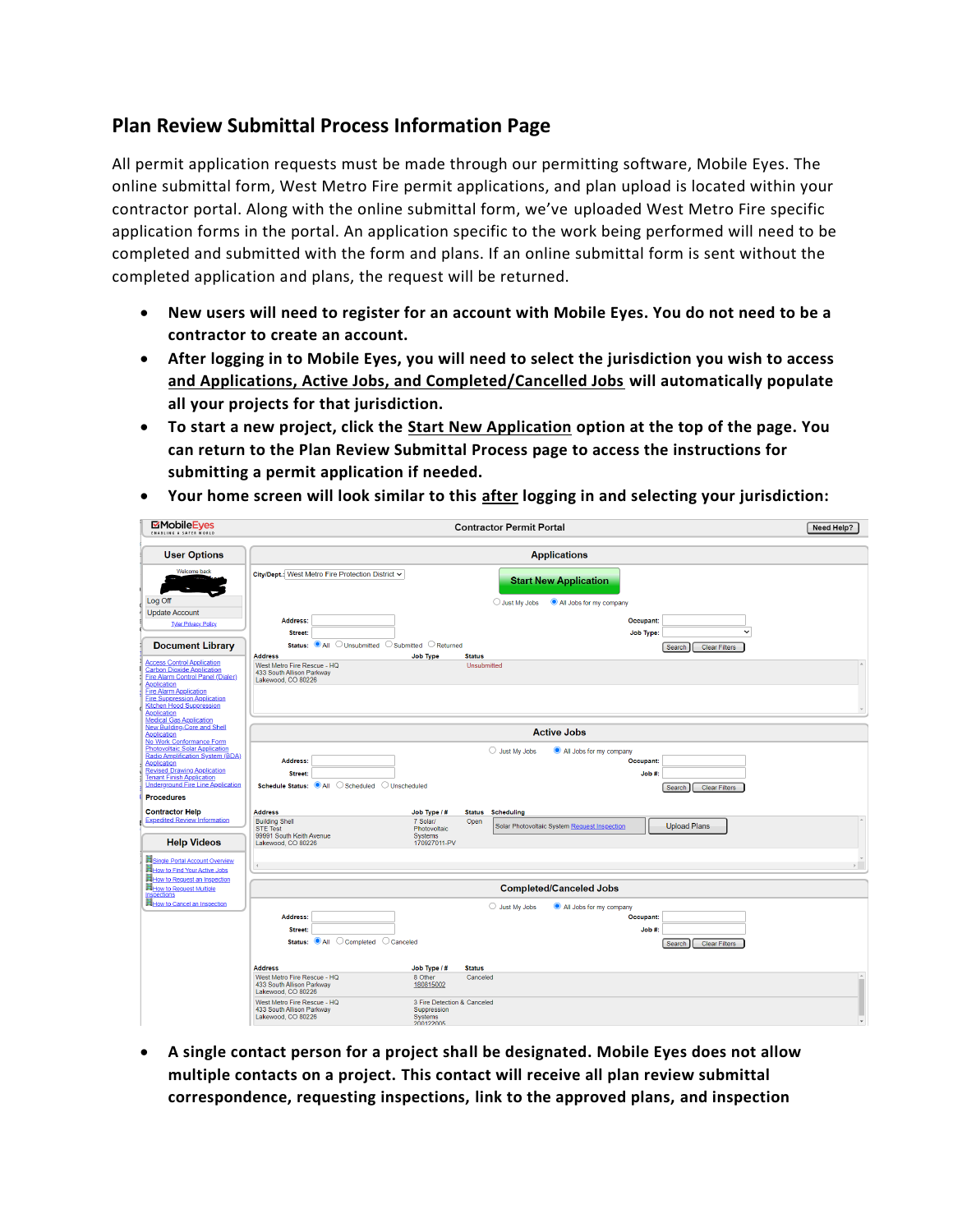## Plan Review Submittal Process Information Page

All permit application requests must be made through our permitting software, Mobile Eyes. The online submittal form, West Metro Fire permit applications, and plan upload is located within your contractor portal. Along with the online submittal form, we've uploaded West Metro Fire specific application forms in the portal. An application specific to the work being performed will need to be completed and submitted with the form and plans. If an online submittal form is sent without the completed application and plans, the request will be returned.

- **New users will need to register for an account with Mobile Eyes. You do not need to be a contractor to create an account.**
- **After logging in to Mobile Eyes, you will need to select the jurisdiction you wish to access and Applications, Active Jobs, and Completed/Cancelled Jobs will automatically populate all your projects for that jurisdiction.**
- **To start a new project, click the Start New Application option at the top of the page. You can return to the Plan Review Submittal Process page to access the instructions for submitting a permit application if needed.**
- **Your home screen will look similar to this after logging in and selecting your jurisdiction:**

- **A single contact person for a project shall be designated. Mobile Eyes does not allow multiple contacts on a project. This contact will receive all plan review submittal correspondence, requesting inspections, link to the approved plans, and inspection**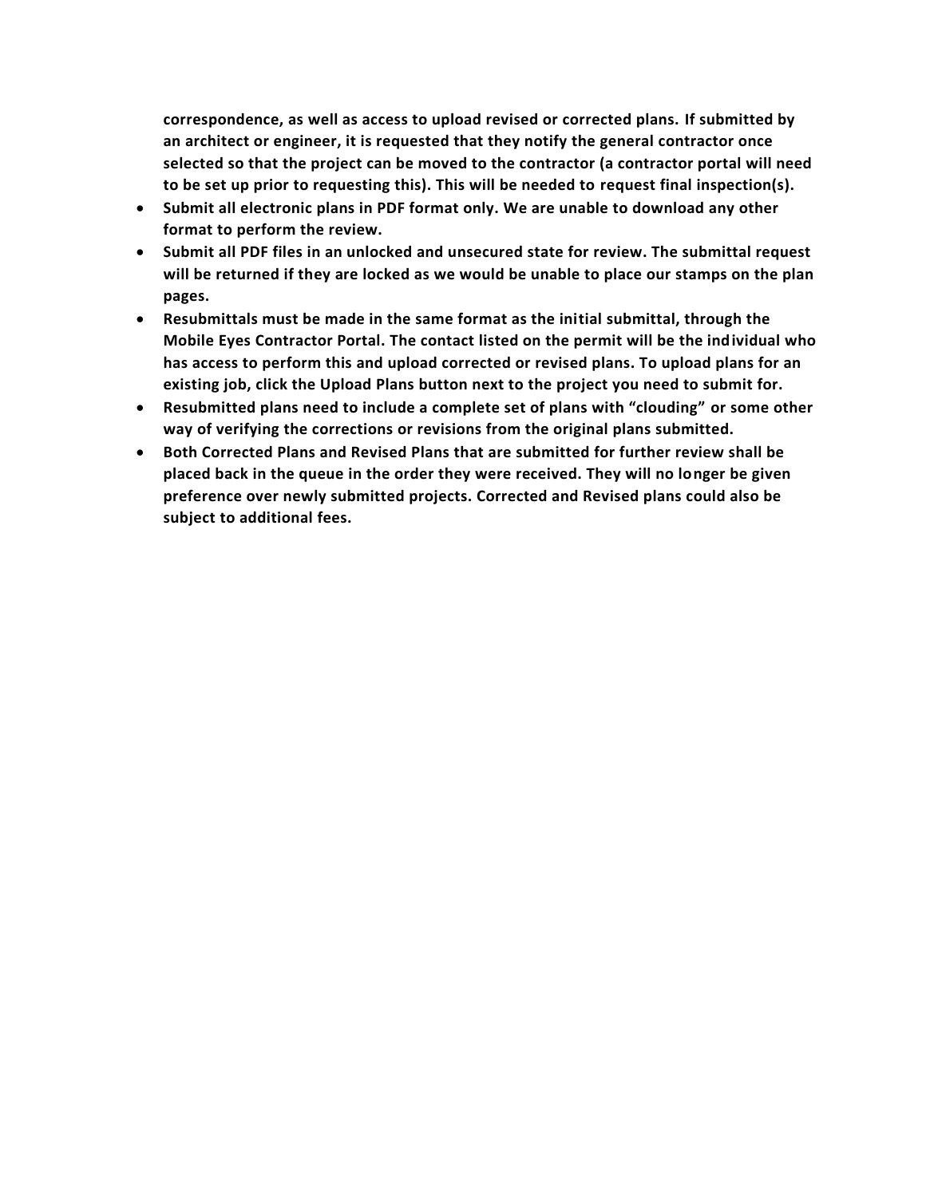**correspondence, as well as access to upload revised or corrected plans. If submitted by an architect or engineer, it is requested that they notify the general contractor once selected so that the project can be moved to the contractor (a contractor portal will need to be set up prior to requesting this). This will be needed to request final inspection(s).**

- **Submit all electronic plans in PDF format only. We are unable to download any other format to perform the review.**
- **Submit all PDF files in an unlocked and unsecured state for review. The submittal request will be returned if they are locked as we would be unable to place our stamps on the plan pages.**
- **Resubmittals must be made in the same format as the initial submittal, through the Mobile Eyes Contractor Portal. The contact listed on the permit will be the individual who has access to perform this and upload corrected or revised plans. To upload plans for an existing job, click the Upload Plans button next to the project you need to submit for.**
- **Resubmitted plans need to include a complete set of plans with "clouding" or some other way of verifying the corrections or revisions from the original plans submitted.**
- **Both Corrected Plans and Revised Plans that are submitted for further review shall be placed back in the queue in the order they were received. They will no longer be given preference over newly submitted projects. Corrected and Revised plans could also be subject to additional fees.**